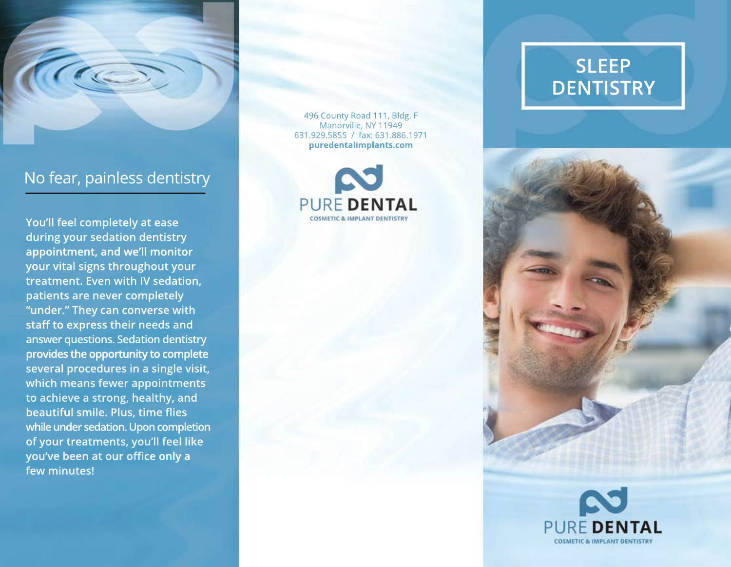## No fear, painless dentistry

**You'll feel completely at ease during your sedation dentistry appointment, and we'll monitor your vital signs throughout your treatment. Even with IV sedation, patients are never completely "under." They can converse with staff to express their needs and answer questions. Sedation dentistry provides the opportunity to complete several procedures in a single visit, which means fewer appointments to achieve a strong, healthy, and beautiful smile. Plus, time flies while under sedation. Upon completion of your treatments, you'll feel like you've been at our office only a few minutes!**

496 County Road 111, Bldg. F
Manorville, NY 11949
631.929.5855 / fax: 631.886.1971
**puredentalimplants.com**

PURE **DENTAL**
COSMETIC & IMPLANT DENTISTRY

# SLEEP DENTISTRY

PURE **DENTAL**
COSMETIC & IMPLANT DENTISTRY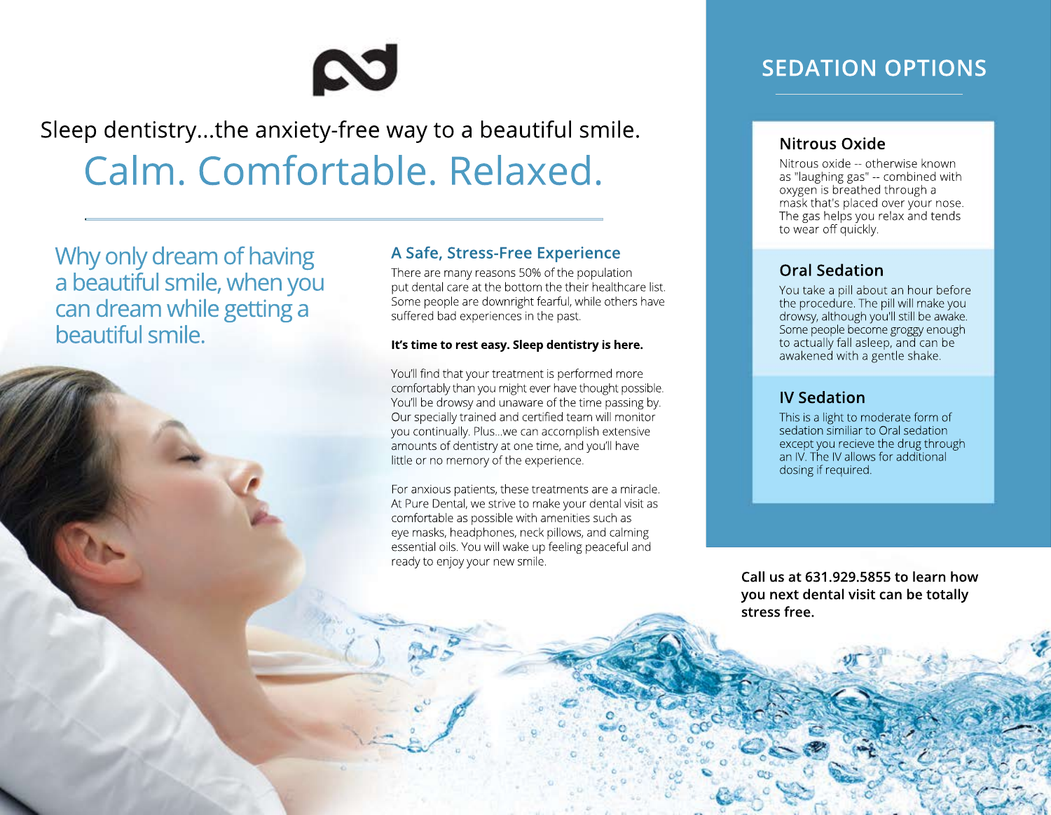Sleep dentistry...the anxiety-free way to a beautiful smile.

# Calm. Comfortable. Relaxed.

## Why only dream of having a beautiful smile, when you can dream while getting a beautiful smile.

### A Safe, Stress-Free Experience

There are many reasons 50% of the population put dental care at the bottom the their healthcare list. Some people are downright fearful, while others have suffered bad experiences in the past.

**It's time to rest easy. Sleep dentistry is here.**

You'll find that your treatment is performed more comfortably than you might ever have thought possible. You'll be drowsy and unaware of the time passing by. Our specially trained and certified team will monitor you continually. Plus...we can accomplish extensive amounts of dentistry at one time, and you'll have little or no memory of the experience.

For anxious patients, these treatments are a miracle. At Pure Dental, we strive to make your dental visit as comfortable as possible with amenities such as eye masks, headphones, neck pillows, and calming essential oils. You will wake up feeling peaceful and ready to enjoy your new smile.

## SEDATION OPTIONS

### Nitrous Oxide

Nitrous oxide -- otherwise known as "laughing gas" -- combined with oxygen is breathed through a mask that's placed over your nose. The gas helps you relax and tends to wear off quickly.

### Oral Sedation

You take a pill about an hour before the procedure. The pill will make you drowsy, although you'll still be awake. Some people become groggy enough to actually fall asleep, and can be awakened with a gentle shake.

### IV Sedation

This is a light to moderate form of sedation similiar to Oral sedation except you recieve the drug through an IV. The IV allows for additional dosing if required.

**Call us at 631.929.5855 to learn how you next dental visit can be totally stress free.**